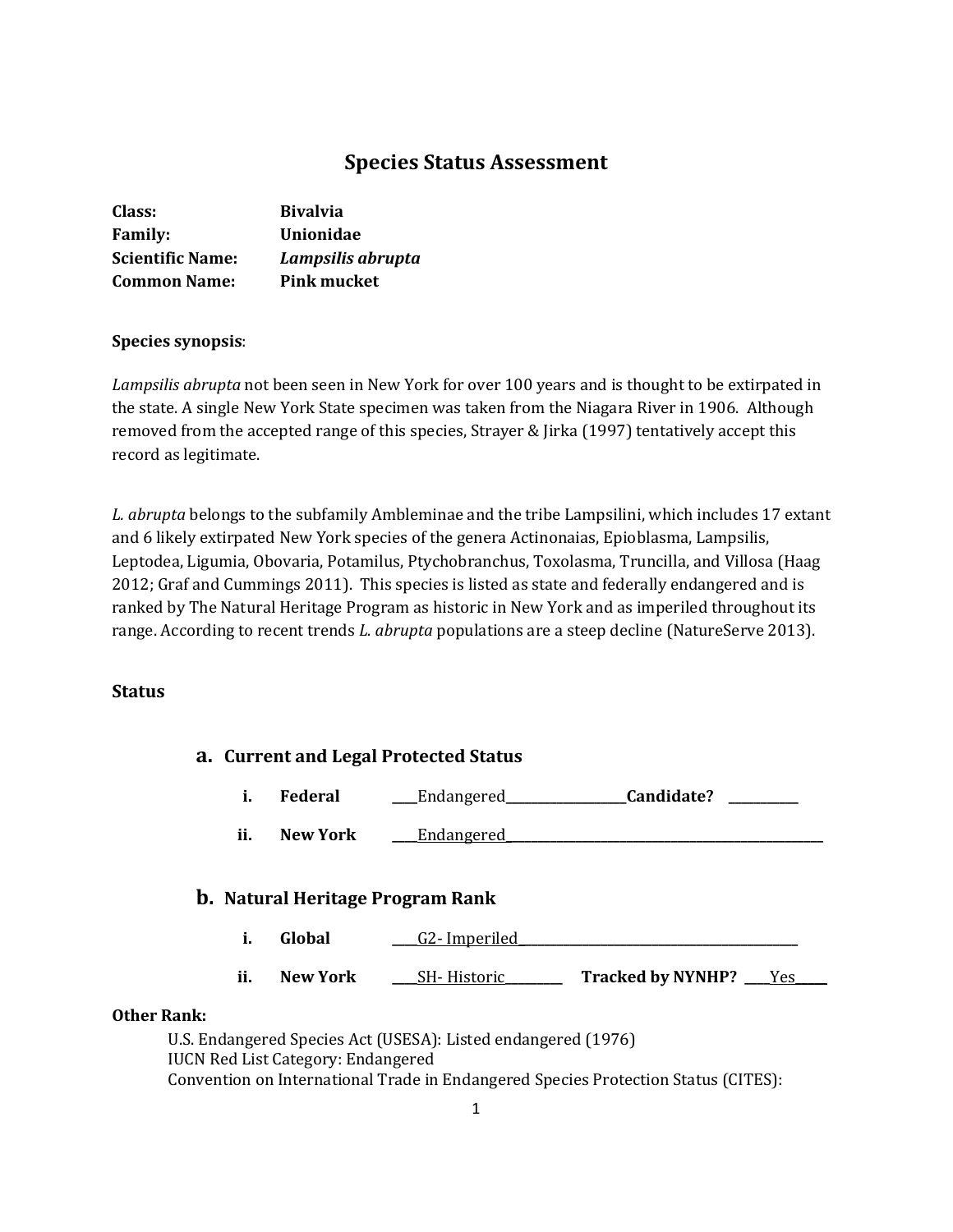# Species Status Assessment

**Class:** **Bivalvia**
**Family:** **Unionidae**
**Scientific Name:** ***Lampsilis abrupta***
**Common Name:** **Pink mucket**

**Species synopsis**:

*Lampsilis abrupta* not been seen in New York for over 100 years and is thought to be extirpated in the state. A single New York State specimen was taken from the Niagara River in 1906. Although removed from the accepted range of this species, Strayer & Jirka (1997) tentatively accept this record as legitimate.

*L. abrupta* belongs to the subfamily Ambleminae and the tribe Lampsilini, which includes 17 extant and 6 likely extirpated New York species of the genera Actinonaias, Epioblasma, Lampsilis, Leptodea, Ligumia, Obovaria, Potamilus, Ptychobranchus, Toxolasma, Truncilla, and Villosa (Haag 2012; Graf and Cummings 2011). This species is listed as state and federally endangered and is ranked by The Natural Heritage Program as historic in New York and as imperiled throughout its range. According to recent trends *L. abrupta* populations are a steep decline (NatureServe 2013).

## Status

### a. Current and Legal Protected Status

i. **Federal** ____Endangered__________________ **Candidate?** __________

ii. **New York** ____Endangered________________________________________________

### b. Natural Heritage Program Rank

i. **Global** ____G2- Imperiled__________________________________________

ii. **New York** ____SH- Historic_________ **Tracked by NYNHP?** ____Yes_____

**Other Rank:**

U.S. Endangered Species Act (USESA): Listed endangered (1976)
IUCN Red List Category: Endangered
Convention on International Trade in Endangered Species Protection Status (CITES):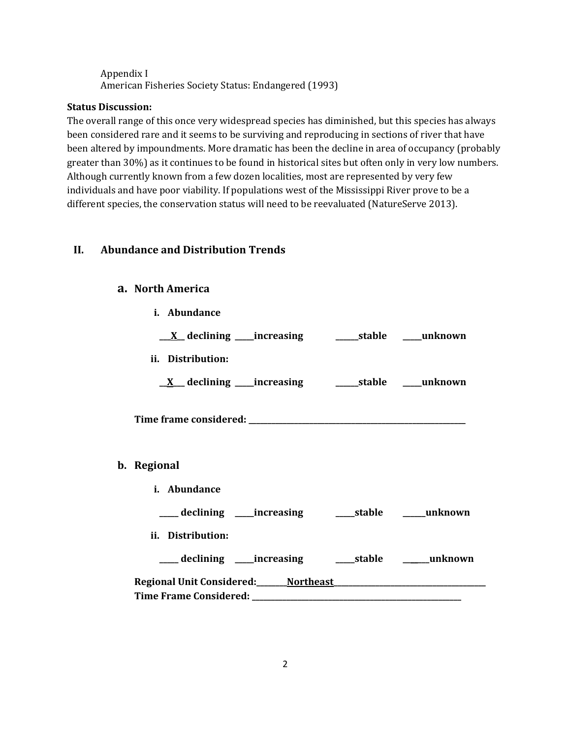Appendix I
American Fisheries Society Status: Endangered (1993)

**Status Discussion:**
The overall range of this once very widespread species has diminished, but this species has always been considered rare and it seems to be surviving and reproducing in sections of river that have been altered by impoundments. More dramatic has been the decline in area of occupancy (probably greater than 30%) as it continues to be found in historical sites but often only in very low numbers. Although currently known from a few dozen localities, most are represented by very few individuals and have poor viability. If populations west of the Mississippi River prove to be a different species, the conservation status will need to be reevaluated (NatureServe 2013).

## II. Abundance and Distribution Trends

### a. North America

**i. Abundance**

**___X__ declining _____increasing ______stable _____unknown**

**ii. Distribution:**

**__X___ declining _____increasing ______stable _____unknown**

**Time frame considered: ___________________________________________**

### b. Regional

**i. Abundance**

**_____ declining _____increasing _____stable ______unknown**

**ii. Distribution:**

**_____ declining _____increasing _____stable ______unknown**

**Regional Unit Considered:________Northeast__________________________**
**Time Frame Considered: ___________________________________________**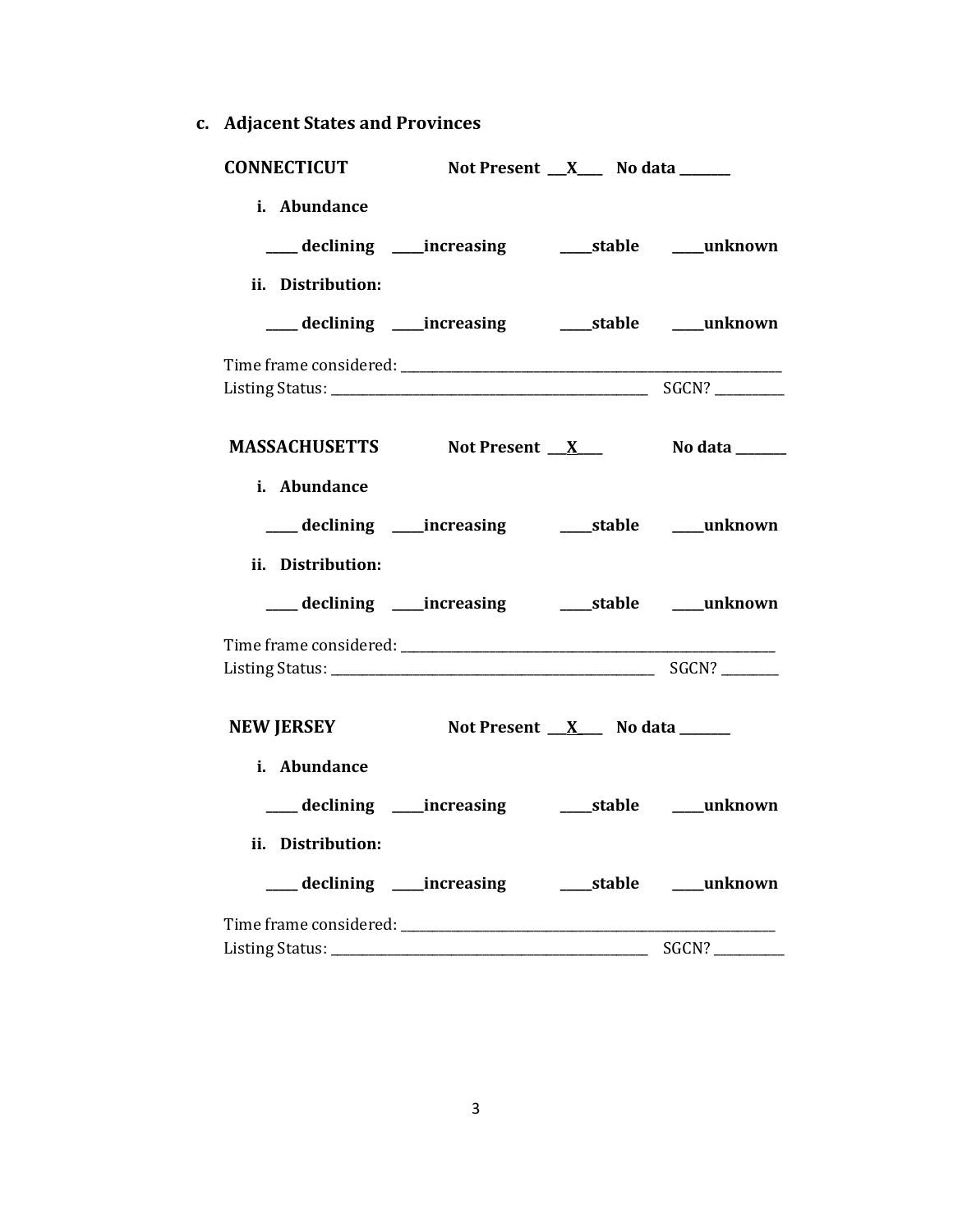### c. Adjacent States and Provinces

**CONNECTICUT** **Not Present \_\_\_X\_\_\_\_ No data \_\_\_\_\_\_\_\_**

**i. Abundance**

**\_\_\_\_\_ declining \_\_\_\_\_increasing \_\_\_\_\_stable \_\_\_\_\_unknown**

**ii. Distribution:**

**\_\_\_\_\_ declining \_\_\_\_\_increasing \_\_\_\_\_stable \_\_\_\_\_unknown**

Time frame considered: \_\_\_\_\_\_\_\_\_\_\_\_\_\_\_\_\_\_\_\_\_\_\_\_\_\_\_\_\_\_\_\_\_\_\_\_\_\_\_\_\_\_\_\_\_\_\_\_\_\_\_\_\_\_\_\_\_\_\_\_\_\_
Listing Status: \_\_\_\_\_\_\_\_\_\_\_\_\_\_\_\_\_\_\_\_\_\_\_\_\_\_\_\_\_\_\_\_\_\_\_\_\_\_\_\_\_\_\_\_\_\_\_\_\_\_\_\_ SGCN? \_\_\_\_\_\_\_\_\_\_\_

**MASSACHUSETTS** **Not Present \_\_\_X\_\_\_\_ No data \_\_\_\_\_\_\_\_**

**i. Abundance**

**\_\_\_\_\_ declining \_\_\_\_\_increasing \_\_\_\_\_stable \_\_\_\_\_unknown**

**ii. Distribution:**

**\_\_\_\_\_ declining \_\_\_\_\_increasing \_\_\_\_\_stable \_\_\_\_\_unknown**

Time frame considered: \_\_\_\_\_\_\_\_\_\_\_\_\_\_\_\_\_\_\_\_\_\_\_\_\_\_\_\_\_\_\_\_\_\_\_\_\_\_\_\_\_\_\_\_\_\_\_\_\_\_\_\_\_\_\_\_\_\_\_\_\_\_
Listing Status: \_\_\_\_\_\_\_\_\_\_\_\_\_\_\_\_\_\_\_\_\_\_\_\_\_\_\_\_\_\_\_\_\_\_\_\_\_\_\_\_\_\_\_\_\_\_\_\_\_\_\_\_ SGCN? \_\_\_\_\_\_\_\_\_

**NEW JERSEY** **Not Present \_\_\_X\_\_\_\_ No data \_\_\_\_\_\_\_\_**

**i. Abundance**

**\_\_\_\_\_ declining \_\_\_\_\_increasing \_\_\_\_\_stable \_\_\_\_\_unknown**

**ii. Distribution:**

**\_\_\_\_\_ declining \_\_\_\_\_increasing \_\_\_\_\_stable \_\_\_\_\_unknown**

Time frame considered: \_\_\_\_\_\_\_\_\_\_\_\_\_\_\_\_\_\_\_\_\_\_\_\_\_\_\_\_\_\_\_\_\_\_\_\_\_\_\_\_\_\_\_\_\_\_\_\_\_\_\_\_\_\_\_\_\_\_\_\_\_\_
Listing Status: \_\_\_\_\_\_\_\_\_\_\_\_\_\_\_\_\_\_\_\_\_\_\_\_\_\_\_\_\_\_\_\_\_\_\_\_\_\_\_\_\_\_\_\_\_\_\_\_\_\_\_\_ SGCN? \_\_\_\_\_\_\_\_\_\_\_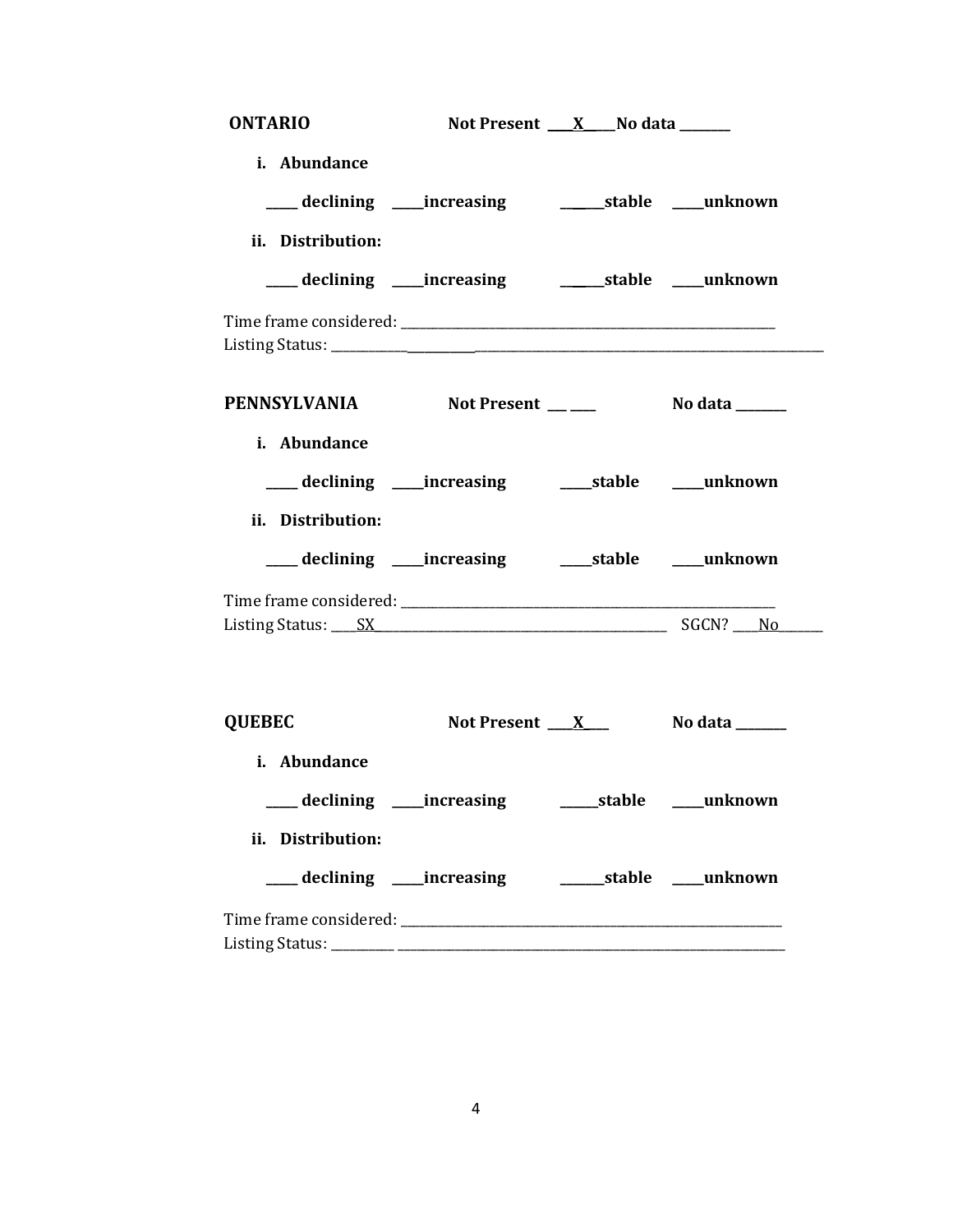**ONTARIO** **Not Present \_\_\_\_X\_\_\_\_ No data \_\_\_\_\_\_\_\_**

**i. Abundance**

**\_\_\_\_\_ declining \_\_\_\_\_increasing \_\_\_\_\_\_stable \_\_\_\_\_unknown**

**ii. Distribution:**

**\_\_\_\_\_ declining \_\_\_\_\_increasing \_\_\_\_\_\_stable \_\_\_\_\_unknown**

Time frame considered: \_\_\_\_\_\_\_\_\_\_\_\_\_\_\_\_\_\_\_\_\_\_\_\_\_\_\_\_\_\_\_\_\_\_\_\_\_\_\_\_\_\_\_\_\_\_\_\_\_\_\_\_\_\_\_\_\_\_
Listing Status: \_\_\_\_\_\_\_\_\_\_\_\_\_\_\_\_\_\_\_\_\_\_\_\_\_\_\_\_\_\_\_\_\_\_\_\_\_\_\_\_\_\_\_\_\_\_\_\_\_\_\_\_\_\_\_\_\_\_\_\_\_\_\_\_\_\_\_\_\_\_

**PENNSYLVANIA** **Not Present \_\_\_ \_\_\_\_** **No data \_\_\_\_\_\_\_\_**

**i. Abundance**

**\_\_\_\_\_ declining \_\_\_\_\_increasing \_\_\_\_\_stable \_\_\_\_\_unknown**

**ii. Distribution:**

**\_\_\_\_\_ declining \_\_\_\_\_increasing \_\_\_\_\_stable \_\_\_\_\_unknown**

Time frame considered: \_\_\_\_\_\_\_\_\_\_\_\_\_\_\_\_\_\_\_\_\_\_\_\_\_\_\_\_\_\_\_\_\_\_\_\_\_\_\_\_\_\_\_\_\_\_\_\_\_\_\_\_\_\_\_\_\_\_
Listing Status: \_\_\_\_SX\_\_\_\_\_\_\_\_\_\_\_\_\_\_\_\_\_\_\_\_\_\_\_\_\_\_\_\_\_\_\_\_\_\_\_\_\_\_\_\_\_\_\_ SGCN? \_\_\_\_No\_\_\_\_\_\_\_

**QUEBEC** **Not Present \_\_\_\_X\_\_\_\_** **No data \_\_\_\_\_\_\_\_**

**i. Abundance**

**\_\_\_\_\_ declining \_\_\_\_\_increasing \_\_\_\_\_\_stable \_\_\_\_\_unknown**

**ii. Distribution:**

**\_\_\_\_\_ declining \_\_\_\_\_increasing \_\_\_\_\_\_\_stable \_\_\_\_\_unknown**

Time frame considered: \_\_\_\_\_\_\_\_\_\_\_\_\_\_\_\_\_\_\_\_\_\_\_\_\_\_\_\_\_\_\_\_\_\_\_\_\_\_\_\_\_\_\_\_\_\_\_\_\_\_\_\_\_\_\_\_\_\_
Listing Status: \_\_\_\_\_\_\_\_\_\_ \_\_\_\_\_\_\_\_\_\_\_\_\_\_\_\_\_\_\_\_\_\_\_\_\_\_\_\_\_\_\_\_\_\_\_\_\_\_\_\_\_\_\_\_\_\_\_\_\_\_\_\_\_\_\_\_\_\_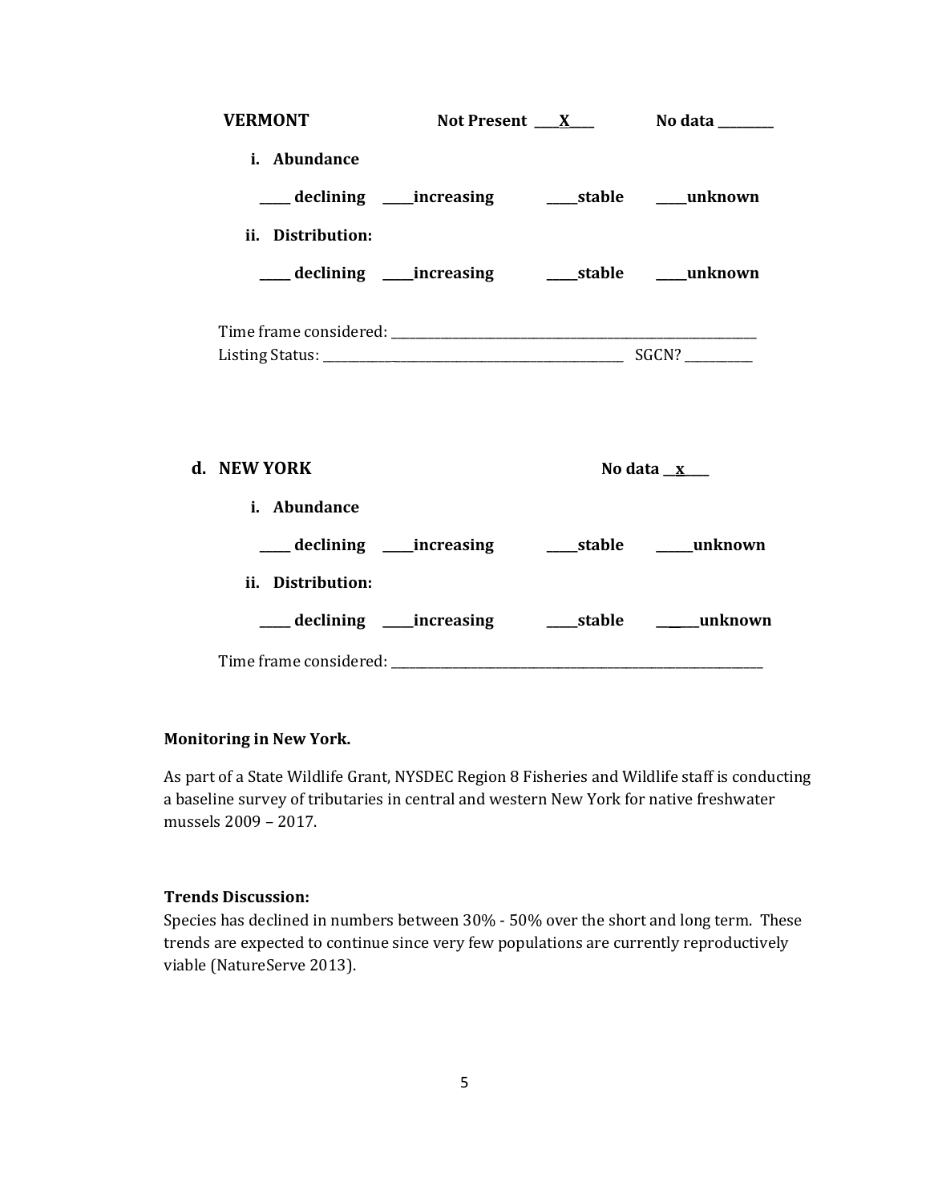**VERMONT** **Not Present \_\_\_\_X\_\_\_\_** **No data \_\_\_\_\_\_\_\_\_**

**i. Abundance**

**\_\_\_\_\_ declining \_\_\_\_\_increasing \_\_\_\_\_stable \_\_\_\_\_unknown**

**ii. Distribution:**

**\_\_\_\_\_ declining \_\_\_\_\_increasing \_\_\_\_\_stable \_\_\_\_\_unknown**

Time frame considered: \_\_\_\_\_\_\_\_\_\_\_\_\_\_\_\_\_\_\_\_\_\_\_\_\_\_\_\_\_\_\_\_\_\_\_\_\_\_\_\_\_\_\_\_\_\_\_\_\_\_\_\_\_\_\_\_\_\_

Listing Status: \_\_\_\_\_\_\_\_\_\_\_\_\_\_\_\_\_\_\_\_\_\_\_\_\_\_\_\_\_\_\_\_\_\_\_\_\_\_\_\_\_\_\_\_\_\_\_\_ SGCN? \_\_\_\_\_\_\_\_\_\_\_

**d. NEW YORK** **No data \_\_x\_\_\_\_**

**i. Abundance**

**\_\_\_\_\_ declining \_\_\_\_\_increasing \_\_\_\_\_stable \_\_\_\_\_\_unknown**

**ii. Distribution:**

**\_\_\_\_\_ declining \_\_\_\_\_increasing \_\_\_\_\_stable \_\_\_\_\_\_unknown**

Time frame considered: \_\_\_\_\_\_\_\_\_\_\_\_\_\_\_\_\_\_\_\_\_\_\_\_\_\_\_\_\_\_\_\_\_\_\_\_\_\_\_\_\_\_\_\_\_\_\_\_\_\_\_\_\_\_\_\_\_\_\_\_

**Monitoring in New York.**

As part of a State Wildlife Grant, NYSDEC Region 8 Fisheries and Wildlife staff is conducting a baseline survey of tributaries in central and western New York for native freshwater mussels 2009 – 2017.

**Trends Discussion:**

Species has declined in numbers between 30% - 50% over the short and long term. These trends are expected to continue since very few populations are currently reproductively viable (NatureServe 2013).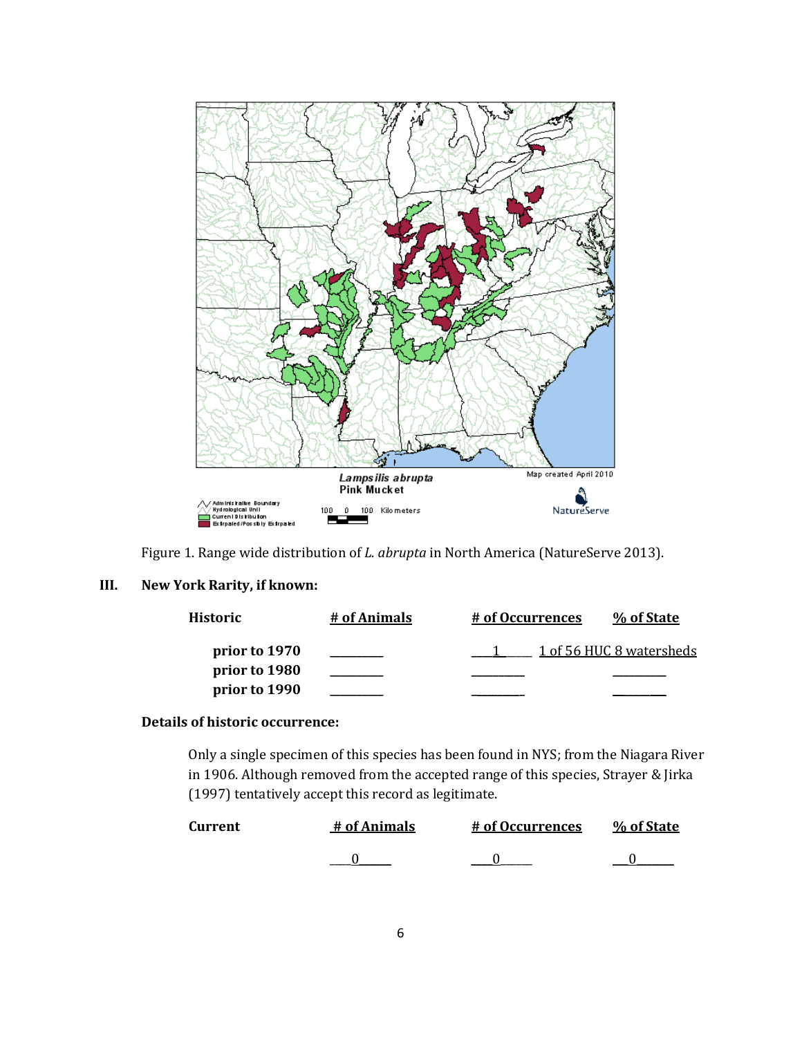Figure 1. Range wide distribution of *L. abrupta* in North America (NatureServe 2013).

## III. New York Rarity, if known:

| Historic | # of Animals | # of Occurrences | % of State |
|---|---|---|---|
| prior to 1970 | ________ | ___1_____ | 1 of 56 HUC 8 watersheds |
| prior to 1980 | ________ | ________ | ________ |
| prior to 1990 | ________ | ________ | ________ |

**Details of historic occurrence:**

Only a single specimen of this species has been found in NYS; from the Niagara River in 1906. Although removed from the accepted range of this species, Strayer & Jirka (1997) tentatively accept this record as legitimate.

| Current | # of Animals | # of Occurrences | % of State |
|---|---|---|---|
| | ___0_____ | ___0_____ | ___0______ |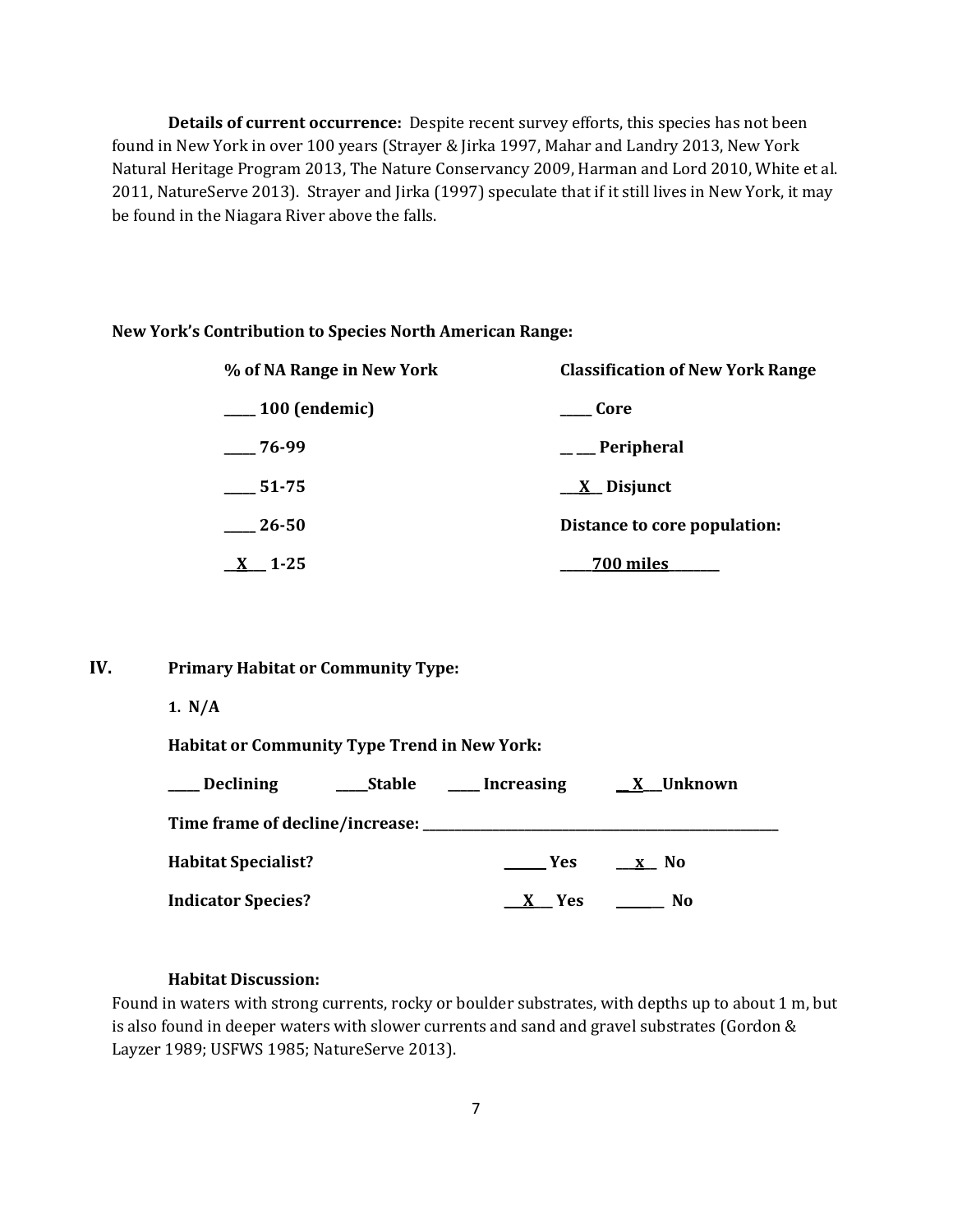**Details of current occurrence:** Despite recent survey efforts, this species has not been found in New York in over 100 years (Strayer & Jirka 1997, Mahar and Landry 2013, New York Natural Heritage Program 2013, The Nature Conservancy 2009, Harman and Lord 2010, White et al. 2011, NatureServe 2013). Strayer and Jirka (1997) speculate that if it still lives in New York, it may be found in the Niagara River above the falls.

**New York's Contribution to Species North American Range:**

| **% of NA Range in New York** | **Classification of New York Range** |
|---|---|
| **____ 100 (endemic)** | **____ Core** |
| **____ 76-99** | **__ __ Peripheral** |
| **____ 51-75** | **__X__ Disjunct** |
| **____ 26-50** | **Distance to core population:** |
| **__X__ 1-25** | **____700 miles______** |

## IV. Primary Habitat or Community Type:

**1. N/A**

**Habitat or Community Type Trend in New York:**

**____ Declining ____Stable ____ Increasing __X__Unknown**

**Time frame of decline/increase: ________________________________**

**Habitat Specialist?** ______ **Yes** __x__ **No**

**Indicator Species?** __X__ **Yes** ______ **No**

**Habitat Discussion:**

Found in waters with strong currents, rocky or boulder substrates, with depths up to about 1 m, but is also found in deeper waters with slower currents and sand and gravel substrates (Gordon & Layzer 1989; USFWS 1985; NatureServe 2013).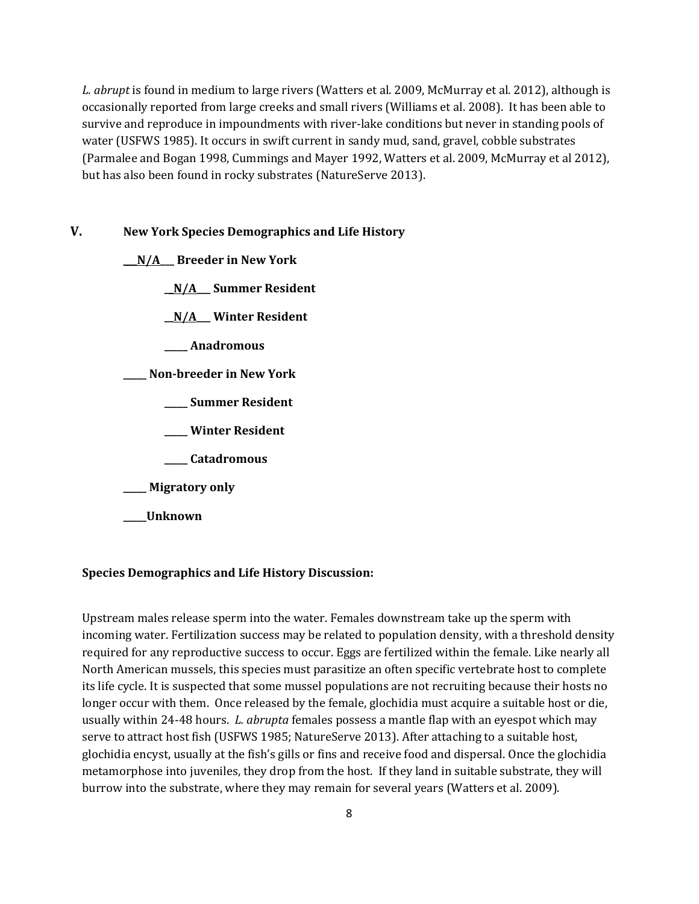*L. abrupt* is found in medium to large rivers (Watters et al. 2009, McMurray et al. 2012), although is occasionally reported from large creeks and small rivers (Williams et al. 2008). It has been able to survive and reproduce in impoundments with river-lake conditions but never in standing pools of water (USFWS 1985). It occurs in swift current in sandy mud, sand, gravel, cobble substrates (Parmalee and Bogan 1998, Cummings and Mayer 1992, Watters et al. 2009, McMurray et al 2012), but has also been found in rocky substrates (NatureServe 2013).

## V. New York Species Demographics and Life History

**\_\_\_N/A\_\_\_ Breeder in New York**

- **\_\_N/A\_\_\_ Summer Resident**
- **\_\_N/A\_\_\_ Winter Resident**
- **\_\_\_\_\_ Anadromous**

**\_\_\_\_\_ Non-breeder in New York**

- **\_\_\_\_\_ Summer Resident**
- **\_\_\_\_\_ Winter Resident**
- **\_\_\_\_\_ Catadromous**

**\_\_\_\_\_ Migratory only**

**\_\_\_\_\_Unknown**

**Species Demographics and Life History Discussion:**

Upstream males release sperm into the water. Females downstream take up the sperm with incoming water. Fertilization success may be related to population density, with a threshold density required for any reproductive success to occur. Eggs are fertilized within the female. Like nearly all North American mussels, this species must parasitize an often specific vertebrate host to complete its life cycle. It is suspected that some mussel populations are not recruiting because their hosts no longer occur with them. Once released by the female, glochidia must acquire a suitable host or die, usually within 24-48 hours. *L. abrupta* females possess a mantle flap with an eyespot which may serve to attract host fish (USFWS 1985; NatureServe 2013). After attaching to a suitable host, glochidia encyst, usually at the fish's gills or fins and receive food and dispersal. Once the glochidia metamorphose into juveniles, they drop from the host. If they land in suitable substrate, they will burrow into the substrate, where they may remain for several years (Watters et al. 2009).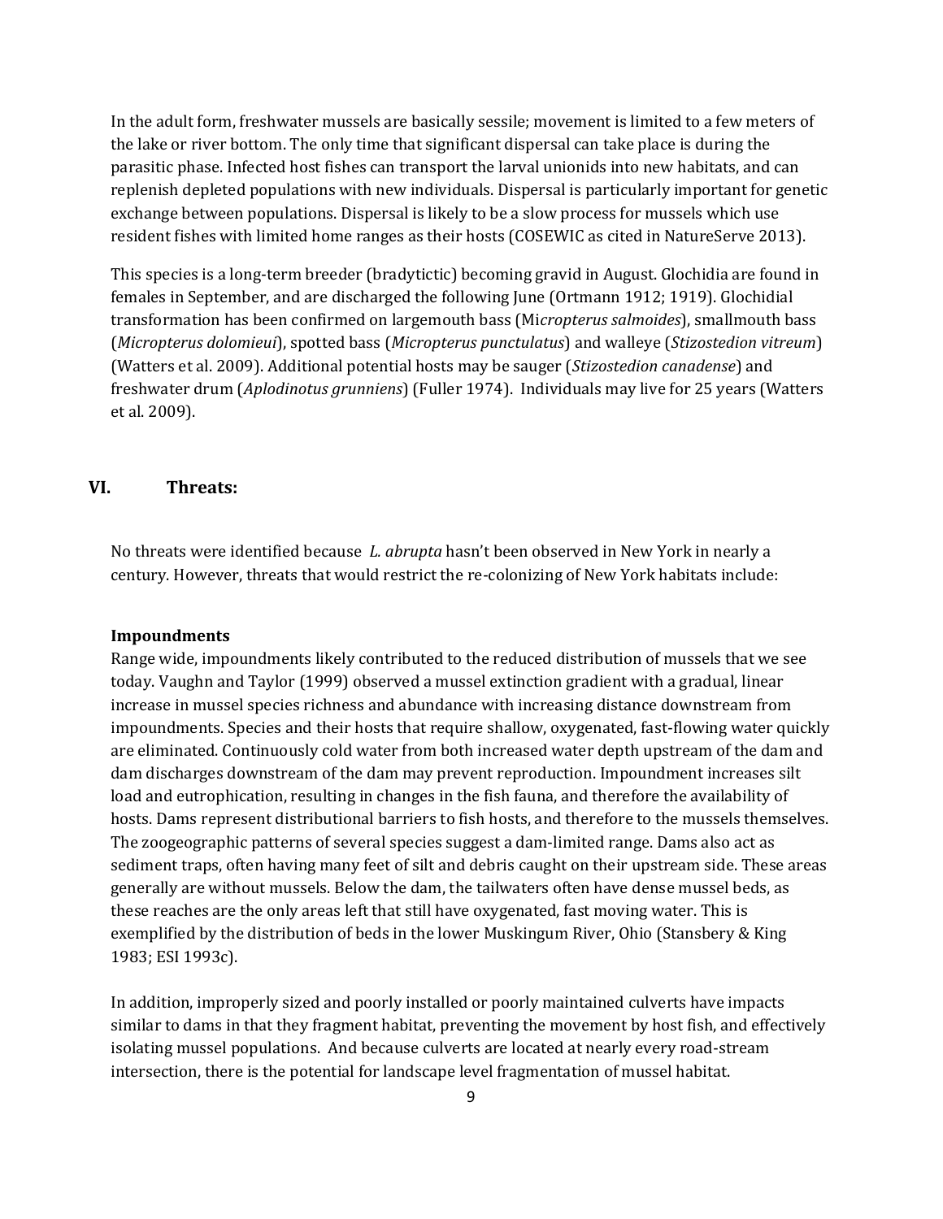In the adult form, freshwater mussels are basically sessile; movement is limited to a few meters of the lake or river bottom. The only time that significant dispersal can take place is during the parasitic phase. Infected host fishes can transport the larval unionids into new habitats, and can replenish depleted populations with new individuals. Dispersal is particularly important for genetic exchange between populations. Dispersal is likely to be a slow process for mussels which use resident fishes with limited home ranges as their hosts (COSEWIC as cited in NatureServe 2013).

This species is a long-term breeder (bradytictic) becoming gravid in August. Glochidia are found in females in September, and are discharged the following June (Ortmann 1912; 1919). Glochidial transformation has been confirmed on largemouth bass (Mi*cropterus salmoides*), smallmouth bass (*Micropterus dolomieui*), spotted bass (*Micropterus punctulatus*) and walleye (*Stizostedion vitreum*) (Watters et al. 2009). Additional potential hosts may be sauger (*Stizostedion canadense*) and freshwater drum (*Aplodinotus grunniens*) (Fuller 1974). Individuals may live for 25 years (Watters et al. 2009).

## VI. Threats:

No threats were identified because *L. abrupta* hasn't been observed in New York in nearly a century. However, threats that would restrict the re-colonizing of New York habitats include:

**Impoundments**

Range wide, impoundments likely contributed to the reduced distribution of mussels that we see today. Vaughn and Taylor (1999) observed a mussel extinction gradient with a gradual, linear increase in mussel species richness and abundance with increasing distance downstream from impoundments. Species and their hosts that require shallow, oxygenated, fast-flowing water quickly are eliminated. Continuously cold water from both increased water depth upstream of the dam and dam discharges downstream of the dam may prevent reproduction. Impoundment increases silt load and eutrophication, resulting in changes in the fish fauna, and therefore the availability of hosts. Dams represent distributional barriers to fish hosts, and therefore to the mussels themselves. The zoogeographic patterns of several species suggest a dam-limited range. Dams also act as sediment traps, often having many feet of silt and debris caught on their upstream side. These areas generally are without mussels. Below the dam, the tailwaters often have dense mussel beds, as these reaches are the only areas left that still have oxygenated, fast moving water. This is exemplified by the distribution of beds in the lower Muskingum River, Ohio (Stansbery & King 1983; ESI 1993c).

In addition, improperly sized and poorly installed or poorly maintained culverts have impacts similar to dams in that they fragment habitat, preventing the movement by host fish, and effectively isolating mussel populations. And because culverts are located at nearly every road-stream intersection, there is the potential for landscape level fragmentation of mussel habitat.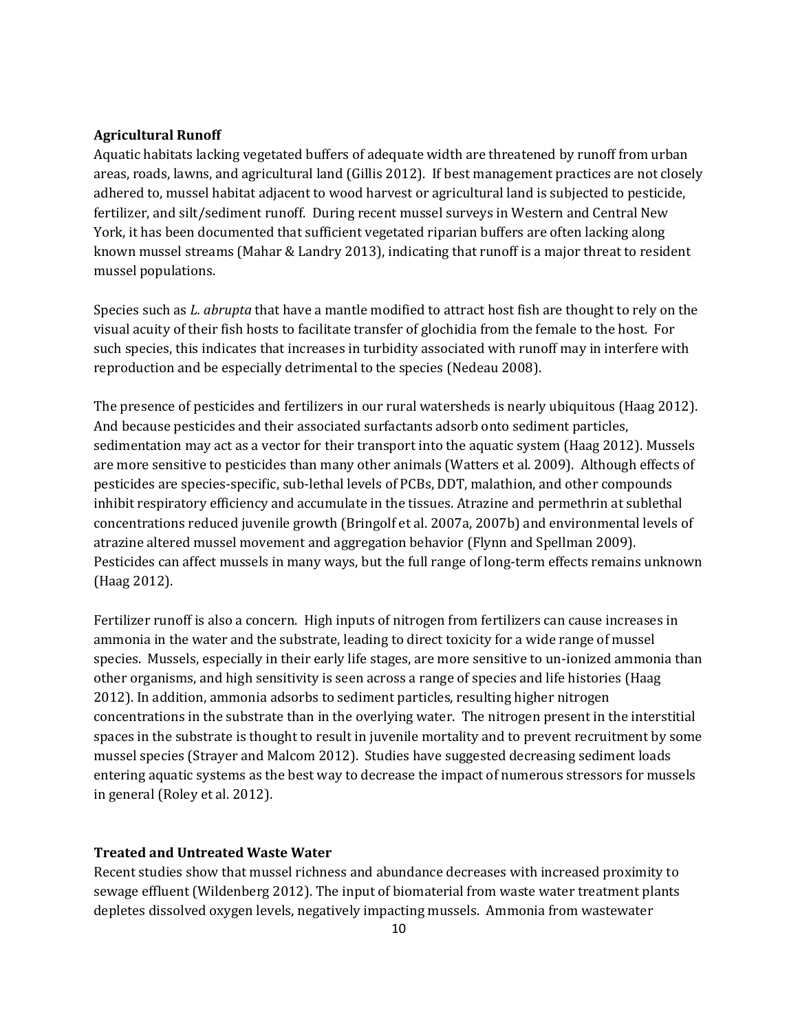**Agricultural Runoff**

Aquatic habitats lacking vegetated buffers of adequate width are threatened by runoff from urban areas, roads, lawns, and agricultural land (Gillis 2012). If best management practices are not closely adhered to, mussel habitat adjacent to wood harvest or agricultural land is subjected to pesticide, fertilizer, and silt/sediment runoff. During recent mussel surveys in Western and Central New York, it has been documented that sufficient vegetated riparian buffers are often lacking along known mussel streams (Mahar & Landry 2013), indicating that runoff is a major threat to resident mussel populations.

Species such as *L. abrupta* that have a mantle modified to attract host fish are thought to rely on the visual acuity of their fish hosts to facilitate transfer of glochidia from the female to the host. For such species, this indicates that increases in turbidity associated with runoff may in interfere with reproduction and be especially detrimental to the species (Nedeau 2008).

The presence of pesticides and fertilizers in our rural watersheds is nearly ubiquitous (Haag 2012). And because pesticides and their associated surfactants adsorb onto sediment particles, sedimentation may act as a vector for their transport into the aquatic system (Haag 2012). Mussels are more sensitive to pesticides than many other animals (Watters et al. 2009). Although effects of pesticides are species-specific, sub-lethal levels of PCBs, DDT, malathion, and other compounds inhibit respiratory efficiency and accumulate in the tissues. Atrazine and permethrin at sublethal concentrations reduced juvenile growth (Bringolf et al. 2007a, 2007b) and environmental levels of atrazine altered mussel movement and aggregation behavior (Flynn and Spellman 2009). Pesticides can affect mussels in many ways, but the full range of long-term effects remains unknown (Haag 2012).

Fertilizer runoff is also a concern. High inputs of nitrogen from fertilizers can cause increases in ammonia in the water and the substrate, leading to direct toxicity for a wide range of mussel species. Mussels, especially in their early life stages, are more sensitive to un-ionized ammonia than other organisms, and high sensitivity is seen across a range of species and life histories (Haag 2012). In addition, ammonia adsorbs to sediment particles, resulting higher nitrogen concentrations in the substrate than in the overlying water. The nitrogen present in the interstitial spaces in the substrate is thought to result in juvenile mortality and to prevent recruitment by some mussel species (Strayer and Malcom 2012). Studies have suggested decreasing sediment loads entering aquatic systems as the best way to decrease the impact of numerous stressors for mussels in general (Roley et al. 2012).

**Treated and Untreated Waste Water**

Recent studies show that mussel richness and abundance decreases with increased proximity to sewage effluent (Wildenberg 2012). The input of biomaterial from waste water treatment plants depletes dissolved oxygen levels, negatively impacting mussels. Ammonia from wastewater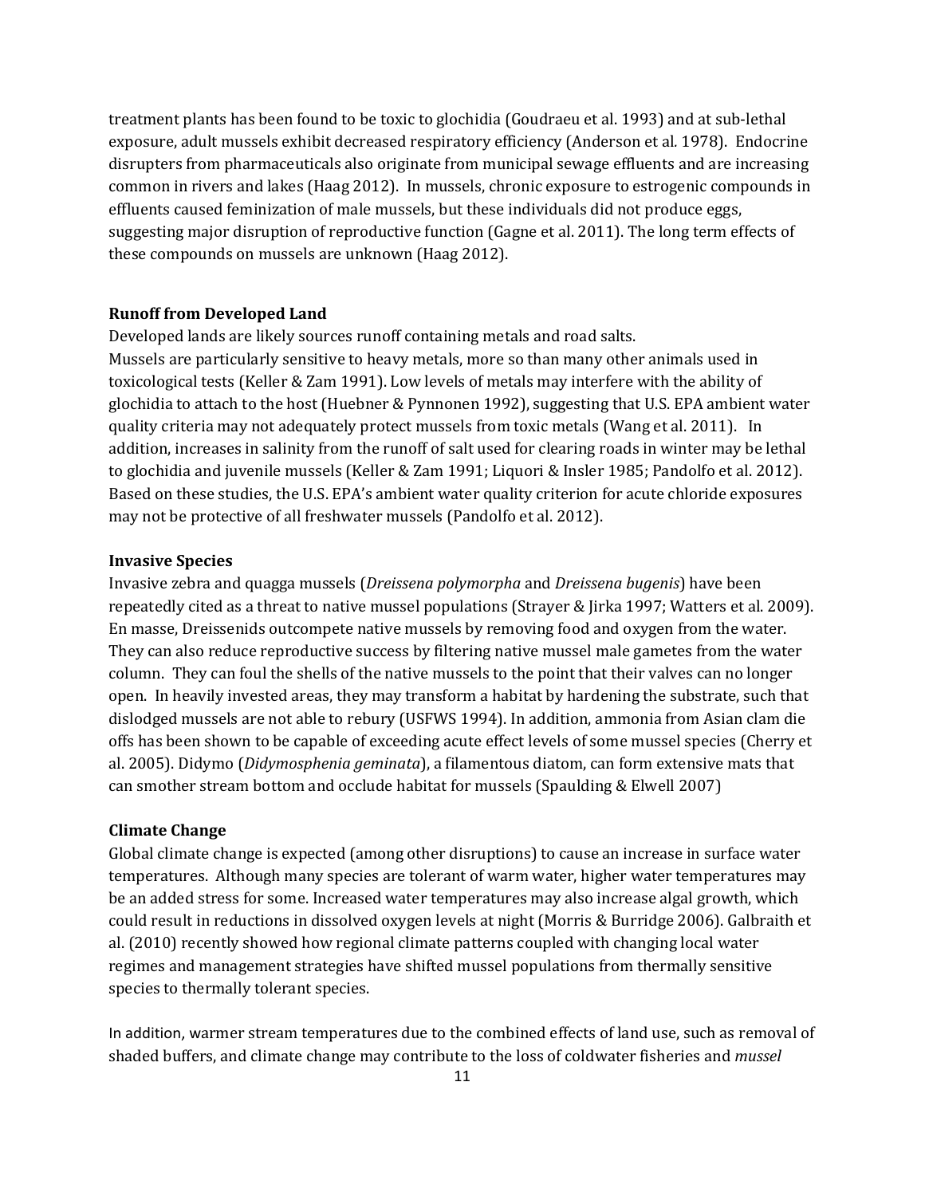treatment plants has been found to be toxic to glochidia (Goudraeu et al. 1993) and at sub-lethal exposure, adult mussels exhibit decreased respiratory efficiency (Anderson et al. 1978). Endocrine disrupters from pharmaceuticals also originate from municipal sewage effluents and are increasing common in rivers and lakes (Haag 2012). In mussels, chronic exposure to estrogenic compounds in effluents caused feminization of male mussels, but these individuals did not produce eggs, suggesting major disruption of reproductive function (Gagne et al. 2011). The long term effects of these compounds on mussels are unknown (Haag 2012).

**Runoff from Developed Land**

Developed lands are likely sources runoff containing metals and road salts.
Mussels are particularly sensitive to heavy metals, more so than many other animals used in toxicological tests (Keller & Zam 1991). Low levels of metals may interfere with the ability of glochidia to attach to the host (Huebner & Pynnonen 1992), suggesting that U.S. EPA ambient water quality criteria may not adequately protect mussels from toxic metals (Wang et al. 2011). In addition, increases in salinity from the runoff of salt used for clearing roads in winter may be lethal to glochidia and juvenile mussels (Keller & Zam 1991; Liquori & Insler 1985; Pandolfo et al. 2012). Based on these studies, the U.S. EPA's ambient water quality criterion for acute chloride exposures may not be protective of all freshwater mussels (Pandolfo et al. 2012).

**Invasive Species**

Invasive zebra and quagga mussels (*Dreissena polymorpha* and *Dreissena bugenis*) have been repeatedly cited as a threat to native mussel populations (Strayer & Jirka 1997; Watters et al. 2009). En masse, Dreissenids outcompete native mussels by removing food and oxygen from the water. They can also reduce reproductive success by filtering native mussel male gametes from the water column. They can foul the shells of the native mussels to the point that their valves can no longer open. In heavily invested areas, they may transform a habitat by hardening the substrate, such that dislodged mussels are not able to rebury (USFWS 1994). In addition, ammonia from Asian clam die offs has been shown to be capable of exceeding acute effect levels of some mussel species (Cherry et al. 2005). Didymo (*Didymosphenia geminata*), a filamentous diatom, can form extensive mats that can smother stream bottom and occlude habitat for mussels (Spaulding & Elwell 2007)

**Climate Change**

Global climate change is expected (among other disruptions) to cause an increase in surface water temperatures. Although many species are tolerant of warm water, higher water temperatures may be an added stress for some. Increased water temperatures may also increase algal growth, which could result in reductions in dissolved oxygen levels at night (Morris & Burridge 2006). Galbraith et al. (2010) recently showed how regional climate patterns coupled with changing local water regimes and management strategies have shifted mussel populations from thermally sensitive species to thermally tolerant species.

In addition, warmer stream temperatures due to the combined effects of land use, such as removal of shaded buffers, and climate change may contribute to the loss of coldwater fisheries and *mussel*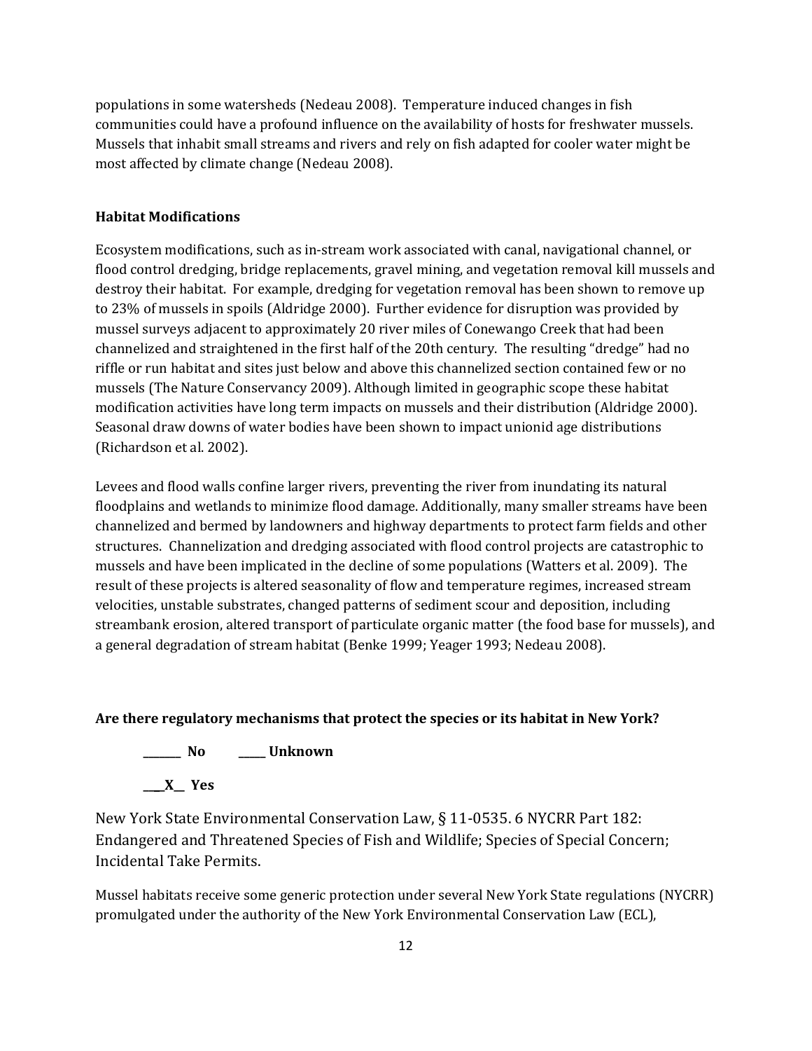populations in some watersheds (Nedeau 2008). Temperature induced changes in fish communities could have a profound influence on the availability of hosts for freshwater mussels. Mussels that inhabit small streams and rivers and rely on fish adapted for cooler water might be most affected by climate change (Nedeau 2008).

**Habitat Modifications**

Ecosystem modifications, such as in-stream work associated with canal, navigational channel, or flood control dredging, bridge replacements, gravel mining, and vegetation removal kill mussels and destroy their habitat. For example, dredging for vegetation removal has been shown to remove up to 23% of mussels in spoils (Aldridge 2000). Further evidence for disruption was provided by mussel surveys adjacent to approximately 20 river miles of Conewango Creek that had been channelized and straightened in the first half of the 20th century. The resulting "dredge" had no riffle or run habitat and sites just below and above this channelized section contained few or no mussels (The Nature Conservancy 2009). Although limited in geographic scope these habitat modification activities have long term impacts on mussels and their distribution (Aldridge 2000). Seasonal draw downs of water bodies have been shown to impact unionid age distributions (Richardson et al. 2002).

Levees and flood walls confine larger rivers, preventing the river from inundating its natural floodplains and wetlands to minimize flood damage. Additionally, many smaller streams have been channelized and bermed by landowners and highway departments to protect farm fields and other structures. Channelization and dredging associated with flood control projects are catastrophic to mussels and have been implicated in the decline of some populations (Watters et al. 2009). The result of these projects is altered seasonality of flow and temperature regimes, increased stream velocities, unstable substrates, changed patterns of sediment scour and deposition, including streambank erosion, altered transport of particulate organic matter (the food base for mussels), and a general degradation of stream habitat (Benke 1999; Yeager 1993; Nedeau 2008).

**Are there regulatory mechanisms that protect the species or its habitat in New York?**

**_______ No     _____ Unknown**

**___X__ Yes**

New York State Environmental Conservation Law, § 11-0535. 6 NYCRR Part 182: Endangered and Threatened Species of Fish and Wildlife; Species of Special Concern; Incidental Take Permits.

Mussel habitats receive some generic protection under several New York State regulations (NYCRR) promulgated under the authority of the New York Environmental Conservation Law (ECL),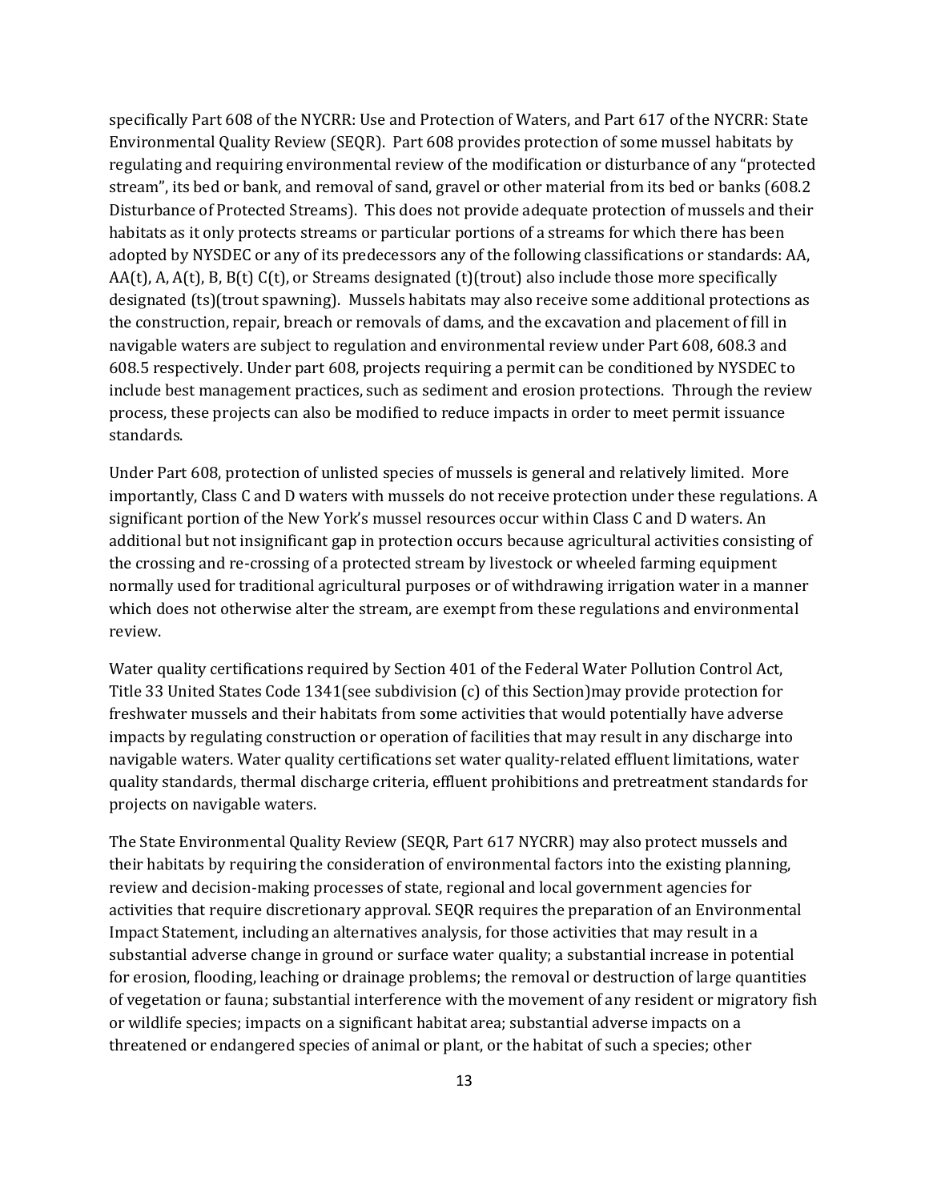specifically Part 608 of the NYCRR: Use and Protection of Waters, and Part 617 of the NYCRR: State Environmental Quality Review (SEQR). Part 608 provides protection of some mussel habitats by regulating and requiring environmental review of the modification or disturbance of any "protected stream", its bed or bank, and removal of sand, gravel or other material from its bed or banks (608.2 Disturbance of Protected Streams). This does not provide adequate protection of mussels and their habitats as it only protects streams or particular portions of a streams for which there has been adopted by NYSDEC or any of its predecessors any of the following classifications or standards: AA, AA(t), A, A(t), B, B(t) C(t), or Streams designated (t)(trout) also include those more specifically designated (ts)(trout spawning). Mussels habitats may also receive some additional protections as the construction, repair, breach or removals of dams, and the excavation and placement of fill in navigable waters are subject to regulation and environmental review under Part 608, 608.3 and 608.5 respectively. Under part 608, projects requiring a permit can be conditioned by NYSDEC to include best management practices, such as sediment and erosion protections. Through the review process, these projects can also be modified to reduce impacts in order to meet permit issuance standards.

Under Part 608, protection of unlisted species of mussels is general and relatively limited. More importantly, Class C and D waters with mussels do not receive protection under these regulations. A significant portion of the New York's mussel resources occur within Class C and D waters. An additional but not insignificant gap in protection occurs because agricultural activities consisting of the crossing and re-crossing of a protected stream by livestock or wheeled farming equipment normally used for traditional agricultural purposes or of withdrawing irrigation water in a manner which does not otherwise alter the stream, are exempt from these regulations and environmental review.

Water quality certifications required by Section 401 of the Federal Water Pollution Control Act, Title 33 United States Code 1341(see subdivision (c) of this Section)may provide protection for freshwater mussels and their habitats from some activities that would potentially have adverse impacts by regulating construction or operation of facilities that may result in any discharge into navigable waters. Water quality certifications set water quality-related effluent limitations, water quality standards, thermal discharge criteria, effluent prohibitions and pretreatment standards for projects on navigable waters.

The State Environmental Quality Review (SEQR, Part 617 NYCRR) may also protect mussels and their habitats by requiring the consideration of environmental factors into the existing planning, review and decision-making processes of state, regional and local government agencies for activities that require discretionary approval. SEQR requires the preparation of an Environmental Impact Statement, including an alternatives analysis, for those activities that may result in a substantial adverse change in ground or surface water quality; a substantial increase in potential for erosion, flooding, leaching or drainage problems; the removal or destruction of large quantities of vegetation or fauna; substantial interference with the movement of any resident or migratory fish or wildlife species; impacts on a significant habitat area; substantial adverse impacts on a threatened or endangered species of animal or plant, or the habitat of such a species; other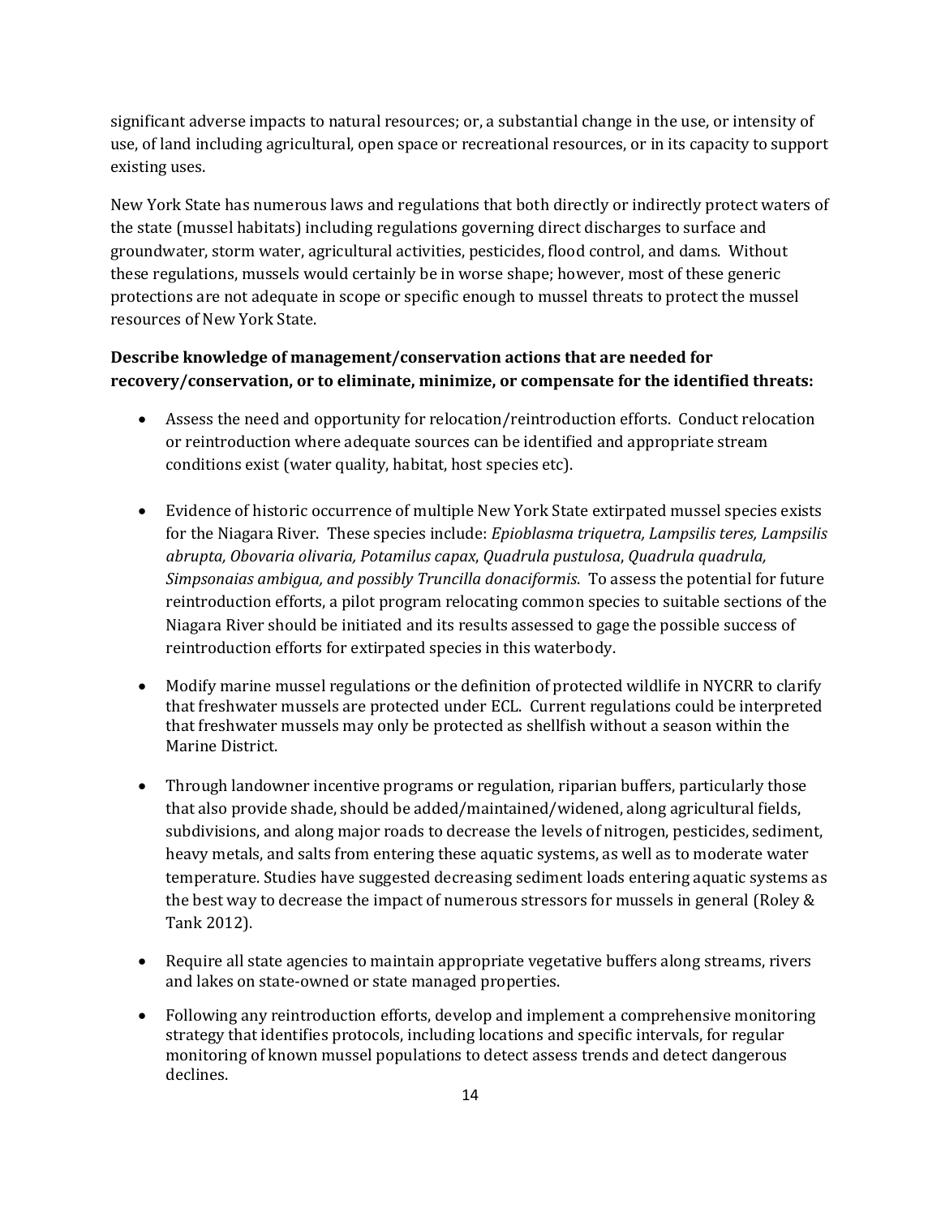significant adverse impacts to natural resources; or, a substantial change in the use, or intensity of use, of land including agricultural, open space or recreational resources, or in its capacity to support existing uses.

New York State has numerous laws and regulations that both directly or indirectly protect waters of the state (mussel habitats) including regulations governing direct discharges to surface and groundwater, storm water, agricultural activities, pesticides, flood control, and dams. Without these regulations, mussels would certainly be in worse shape; however, most of these generic protections are not adequate in scope or specific enough to mussel threats to protect the mussel resources of New York State.

**Describe knowledge of management/conservation actions that are needed for recovery/conservation, or to eliminate, minimize, or compensate for the identified threats:**

- Assess the need and opportunity for relocation/reintroduction efforts. Conduct relocation or reintroduction where adequate sources can be identified and appropriate stream conditions exist (water quality, habitat, host species etc).

- Evidence of historic occurrence of multiple New York State extirpated mussel species exists for the Niagara River. These species include: *Epioblasma triquetra, Lampsilis teres, Lampsilis abrupta, Obovaria olivaria, Potamilus capax*, *Quadrula pustulosa*, *Quadrula quadrula, Simpsonaias ambigua, and possibly Truncilla donaciformis*. To assess the potential for future reintroduction efforts, a pilot program relocating common species to suitable sections of the Niagara River should be initiated and its results assessed to gage the possible success of reintroduction efforts for extirpated species in this waterbody.

- Modify marine mussel regulations or the definition of protected wildlife in NYCRR to clarify that freshwater mussels are protected under ECL. Current regulations could be interpreted that freshwater mussels may only be protected as shellfish without a season within the Marine District.

- Through landowner incentive programs or regulation, riparian buffers, particularly those that also provide shade, should be added/maintained/widened, along agricultural fields, subdivisions, and along major roads to decrease the levels of nitrogen, pesticides, sediment, heavy metals, and salts from entering these aquatic systems, as well as to moderate water temperature. Studies have suggested decreasing sediment loads entering aquatic systems as the best way to decrease the impact of numerous stressors for mussels in general (Roley & Tank 2012).

- Require all state agencies to maintain appropriate vegetative buffers along streams, rivers and lakes on state-owned or state managed properties.

- Following any reintroduction efforts, develop and implement a comprehensive monitoring strategy that identifies protocols, including locations and specific intervals, for regular monitoring of known mussel populations to detect assess trends and detect dangerous declines.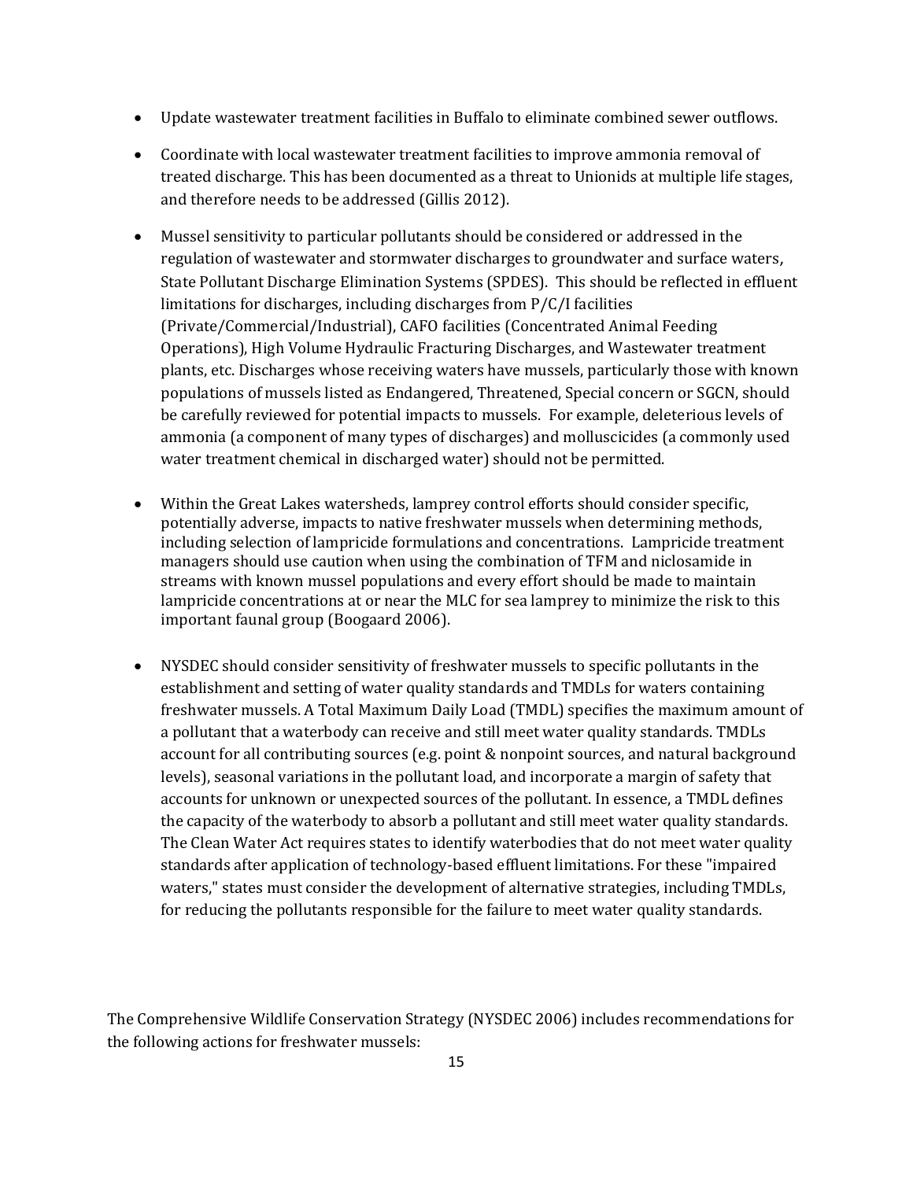- Update wastewater treatment facilities in Buffalo to eliminate combined sewer outflows.
- Coordinate with local wastewater treatment facilities to improve ammonia removal of treated discharge. This has been documented as a threat to Unionids at multiple life stages, and therefore needs to be addressed (Gillis 2012).
- Mussel sensitivity to particular pollutants should be considered or addressed in the regulation of wastewater and stormwater discharges to groundwater and surface waters, State Pollutant Discharge Elimination Systems (SPDES). This should be reflected in effluent limitations for discharges, including discharges from P/C/I facilities (Private/Commercial/Industrial), CAFO facilities (Concentrated Animal Feeding Operations), High Volume Hydraulic Fracturing Discharges, and Wastewater treatment plants, etc. Discharges whose receiving waters have mussels, particularly those with known populations of mussels listed as Endangered, Threatened, Special concern or SGCN, should be carefully reviewed for potential impacts to mussels. For example, deleterious levels of ammonia (a component of many types of discharges) and molluscicides (a commonly used water treatment chemical in discharged water) should not be permitted.
- Within the Great Lakes watersheds, lamprey control efforts should consider specific, potentially adverse, impacts to native freshwater mussels when determining methods, including selection of lampricide formulations and concentrations. Lampricide treatment managers should use caution when using the combination of TFM and niclosamide in streams with known mussel populations and every effort should be made to maintain lampricide concentrations at or near the MLC for sea lamprey to minimize the risk to this important faunal group (Boogaard 2006).
- NYSDEC should consider sensitivity of freshwater mussels to specific pollutants in the establishment and setting of water quality standards and TMDLs for waters containing freshwater mussels. A Total Maximum Daily Load (TMDL) specifies the maximum amount of a pollutant that a waterbody can receive and still meet water quality standards. TMDLs account for all contributing sources (e.g. point & nonpoint sources, and natural background levels), seasonal variations in the pollutant load, and incorporate a margin of safety that accounts for unknown or unexpected sources of the pollutant. In essence, a TMDL defines the capacity of the waterbody to absorb a pollutant and still meet water quality standards. The Clean Water Act requires states to identify waterbodies that do not meet water quality standards after application of technology-based effluent limitations. For these "impaired waters," states must consider the development of alternative strategies, including TMDLs, for reducing the pollutants responsible for the failure to meet water quality standards.

The Comprehensive Wildlife Conservation Strategy (NYSDEC 2006) includes recommendations for the following actions for freshwater mussels: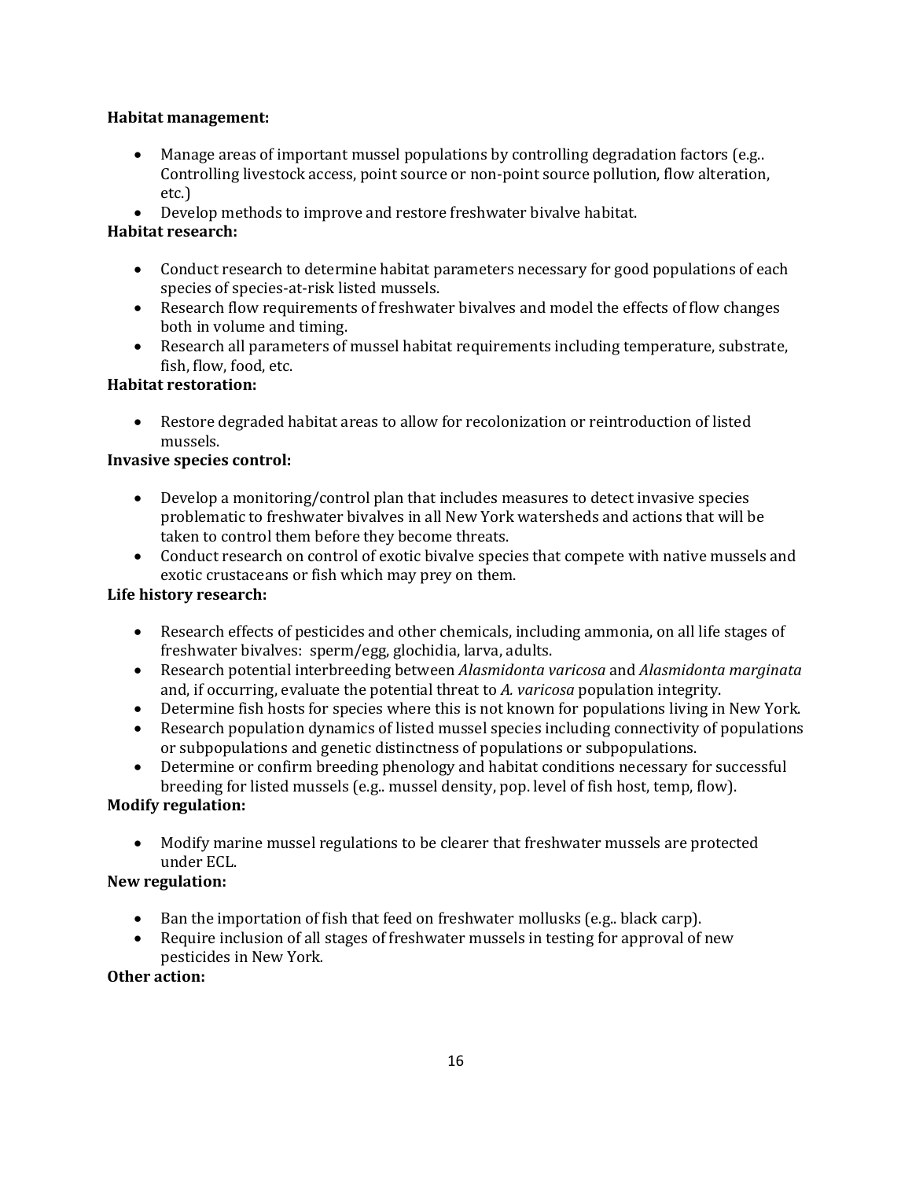**Habitat management:**

- Manage areas of important mussel populations by controlling degradation factors (e.g.. Controlling livestock access, point source or non-point source pollution, flow alteration, etc.)
- Develop methods to improve and restore freshwater bivalve habitat.

**Habitat research:**

- Conduct research to determine habitat parameters necessary for good populations of each species of species-at-risk listed mussels.
- Research flow requirements of freshwater bivalves and model the effects of flow changes both in volume and timing.
- Research all parameters of mussel habitat requirements including temperature, substrate, fish, flow, food, etc.

**Habitat restoration:**

- Restore degraded habitat areas to allow for recolonization or reintroduction of listed mussels.

**Invasive species control:**

- Develop a monitoring/control plan that includes measures to detect invasive species problematic to freshwater bivalves in all New York watersheds and actions that will be taken to control them before they become threats.
- Conduct research on control of exotic bivalve species that compete with native mussels and exotic crustaceans or fish which may prey on them.

**Life history research:**

- Research effects of pesticides and other chemicals, including ammonia, on all life stages of freshwater bivalves: sperm/egg, glochidia, larva, adults.
- Research potential interbreeding between *Alasmidonta varicosa* and *Alasmidonta marginata* and, if occurring, evaluate the potential threat to *A. varicosa* population integrity.
- Determine fish hosts for species where this is not known for populations living in New York.
- Research population dynamics of listed mussel species including connectivity of populations or subpopulations and genetic distinctness of populations or subpopulations.
- Determine or confirm breeding phenology and habitat conditions necessary for successful breeding for listed mussels (e.g.. mussel density, pop. level of fish host, temp, flow).

**Modify regulation:**

- Modify marine mussel regulations to be clearer that freshwater mussels are protected under ECL.

**New regulation:**

- Ban the importation of fish that feed on freshwater mollusks (e.g.. black carp).
- Require inclusion of all stages of freshwater mussels in testing for approval of new pesticides in New York.

**Other action:**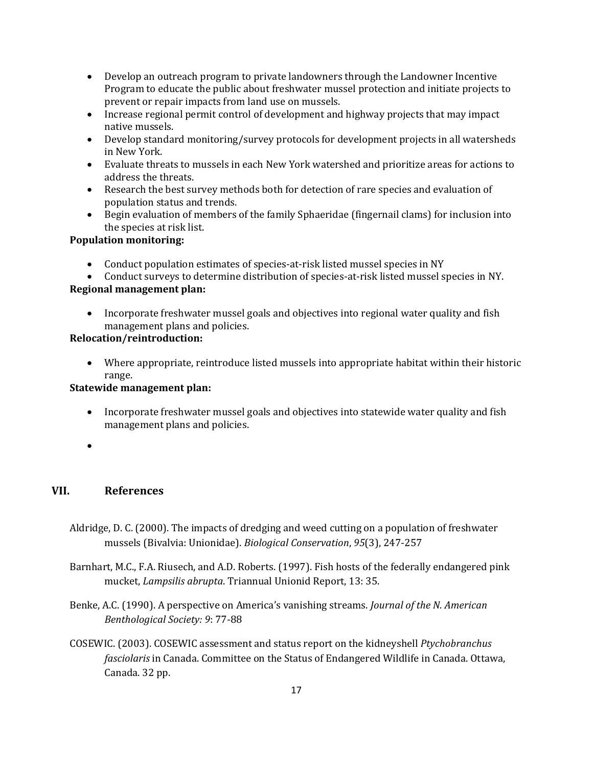- Develop an outreach program to private landowners through the Landowner Incentive Program to educate the public about freshwater mussel protection and initiate projects to prevent or repair impacts from land use on mussels.
- Increase regional permit control of development and highway projects that may impact native mussels.
- Develop standard monitoring/survey protocols for development projects in all watersheds in New York.
- Evaluate threats to mussels in each New York watershed and prioritize areas for actions to address the threats.
- Research the best survey methods both for detection of rare species and evaluation of population status and trends.
- Begin evaluation of members of the family Sphaeridae (fingernail clams) for inclusion into the species at risk list.

**Population monitoring:**

- Conduct population estimates of species-at-risk listed mussel species in NY
- Conduct surveys to determine distribution of species-at-risk listed mussel species in NY.

**Regional management plan:**

- Incorporate freshwater mussel goals and objectives into regional water quality and fish management plans and policies.

**Relocation/reintroduction:**

- Where appropriate, reintroduce listed mussels into appropriate habitat within their historic range.

**Statewide management plan:**

- Incorporate freshwater mussel goals and objectives into statewide water quality and fish management plans and policies.

## VII. References

Aldridge, D. C. (2000). The impacts of dredging and weed cutting on a population of freshwater mussels (Bivalvia: Unionidae). *Biological Conservation*, *95*(3), 247-257

Barnhart, M.C., F.A. Riusech, and A.D. Roberts. (1997). Fish hosts of the federally endangered pink mucket, *Lampsilis abrupta*. Triannual Unionid Report, 13: 35.

Benke, A.C. (1990). A perspective on America's vanishing streams. *Journal of the N. American Benthological Society: 9*: 77-88

COSEWIC. (2003). COSEWIC assessment and status report on the kidneyshell *Ptychobranchus fasciolaris* in Canada. Committee on the Status of Endangered Wildlife in Canada. Ottawa, Canada. 32 pp.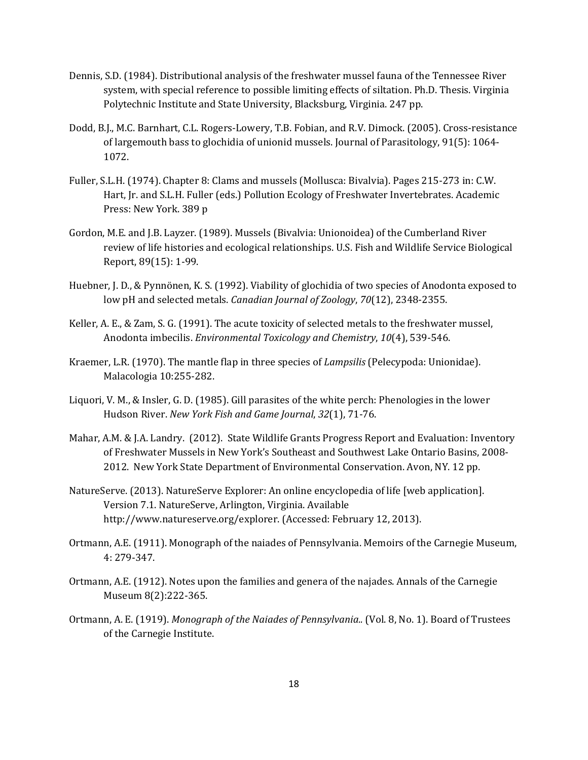Dennis, S.D. (1984). Distributional analysis of the freshwater mussel fauna of the Tennessee River system, with special reference to possible limiting effects of siltation. Ph.D. Thesis. Virginia Polytechnic Institute and State University, Blacksburg, Virginia. 247 pp.

Dodd, B.J., M.C. Barnhart, C.L. Rogers-Lowery, T.B. Fobian, and R.V. Dimock. (2005). Cross-resistance of largemouth bass to glochidia of unionid mussels. Journal of Parasitology, 91(5): 1064-1072.

Fuller, S.L.H. (1974). Chapter 8: Clams and mussels (Mollusca: Bivalvia). Pages 215-273 in: C.W. Hart, Jr. and S.L.H. Fuller (eds.) Pollution Ecology of Freshwater Invertebrates. Academic Press: New York. 389 p

Gordon, M.E. and J.B. Layzer. (1989). Mussels (Bivalvia: Unionoidea) of the Cumberland River review of life histories and ecological relationships. U.S. Fish and Wildlife Service Biological Report, 89(15): 1-99.

Huebner, J. D., & Pynnönen, K. S. (1992). Viability of glochidia of two species of Anodonta exposed to low pH and selected metals. *Canadian Journal of Zoology*, *70*(12), 2348-2355.

Keller, A. E., & Zam, S. G. (1991). The acute toxicity of selected metals to the freshwater mussel, Anodonta imbecilis. *Environmental Toxicology and Chemistry*, *10*(4), 539-546.

Kraemer, L.R. (1970). The mantle flap in three species of *Lampsilis* (Pelecypoda: Unionidae). Malacologia 10:255-282.

Liquori, V. M., & Insler, G. D. (1985). Gill parasites of the white perch: Phenologies in the lower Hudson River. *New York Fish and Game Journal*, *32*(1), 71-76.

Mahar, A.M. & J.A. Landry. (2012). State Wildlife Grants Progress Report and Evaluation: Inventory of Freshwater Mussels in New York's Southeast and Southwest Lake Ontario Basins, 2008-2012. New York State Department of Environmental Conservation. Avon, NY. 12 pp.

NatureServe. (2013). NatureServe Explorer: An online encyclopedia of life [web application]. Version 7.1. NatureServe, Arlington, Virginia. Available http://www.natureserve.org/explorer. (Accessed: February 12, 2013).

Ortmann, A.E. (1911). Monograph of the naiades of Pennsylvania. Memoirs of the Carnegie Museum, 4: 279-347.

Ortmann, A.E. (1912). Notes upon the families and genera of the najades. Annals of the Carnegie Museum 8(2):222-365.

Ortmann, A. E. (1919). *Monograph of the Naiades of Pennsylvania..* (Vol. 8, No. 1). Board of Trustees of the Carnegie Institute.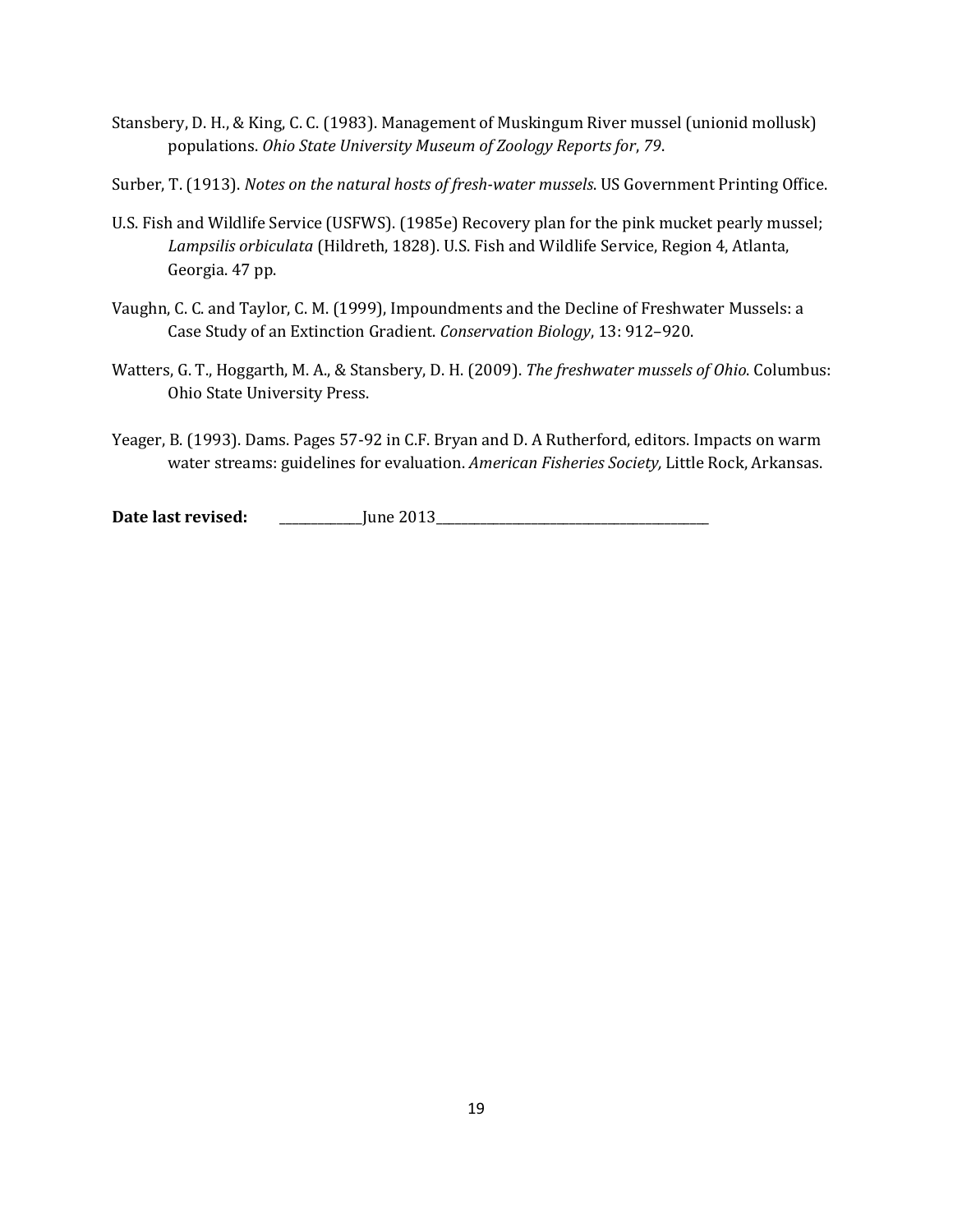Stansbery, D. H., & King, C. C. (1983). Management of Muskingum River mussel (unionid mollusk) populations. *Ohio State University Museum of Zoology Reports for*, *79*.

Surber, T. (1913). *Notes on the natural hosts of fresh-water mussels*. US Government Printing Office.

U.S. Fish and Wildlife Service (USFWS). (1985e) Recovery plan for the pink mucket pearly mussel; *Lampsilis orbiculata* (Hildreth, 1828). U.S. Fish and Wildlife Service, Region 4, Atlanta, Georgia. 47 pp.

Vaughn, C. C. and Taylor, C. M. (1999), Impoundments and the Decline of Freshwater Mussels: a Case Study of an Extinction Gradient. *Conservation Biology*, 13: 912–920.

Watters, G. T., Hoggarth, M. A., & Stansbery, D. H. (2009). *The freshwater mussels of Ohio*. Columbus: Ohio State University Press.

Yeager, B. (1993). Dams. Pages 57-92 in C.F. Bryan and D. A Rutherford, editors. Impacts on warm water streams: guidelines for evaluation. *American Fisheries Society,* Little Rock, Arkansas.

**Date last revised:** \_\_\_\_\_\_\_\_\_\_\_\_\_June 2013\_\_\_\_\_\_\_\_\_\_\_\_\_\_\_\_\_\_\_\_\_\_\_\_\_\_\_\_\_\_\_\_\_\_\_\_\_\_\_\_\_\_\_\_